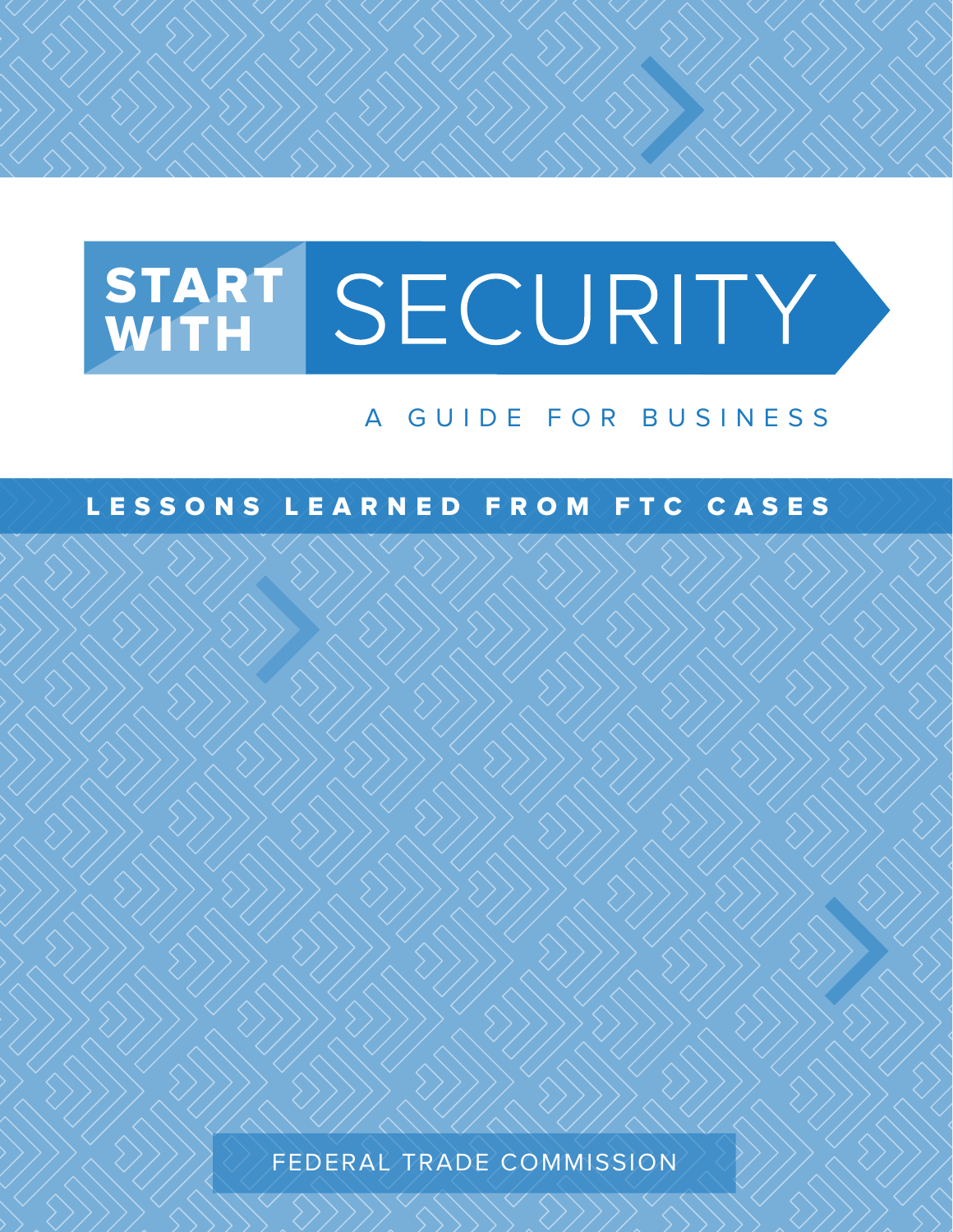# START WITH SECURITY

## A GUIDE FOR BUSINESS

### LESSONS LEARNED FROM FTC CASES

FEDERAL TRADE COMMISSION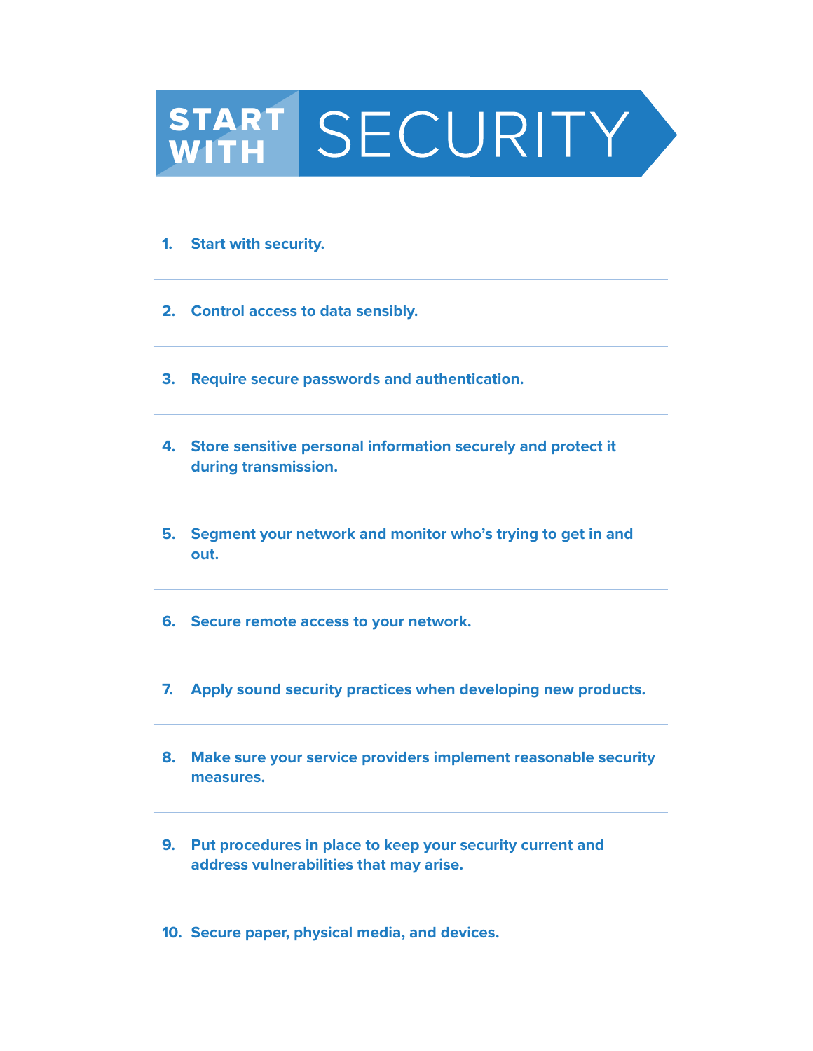# START WITH SECURITY

1. **Start with security.**
2. **Control access to data sensibly.**
3. **Require secure passwords and authentication.**
4. **Store sensitive personal information securely and protect it during transmission.**
5. **Segment your network and monitor who's trying to get in and out.**
6. **Secure remote access to your network.**
7. **Apply sound security practices when developing new products.**
8. **Make sure your service providers implement reasonable security measures.**
9. **Put procedures in place to keep your security current and address vulnerabilities that may arise.**
10. **Secure paper, physical media, and devices.**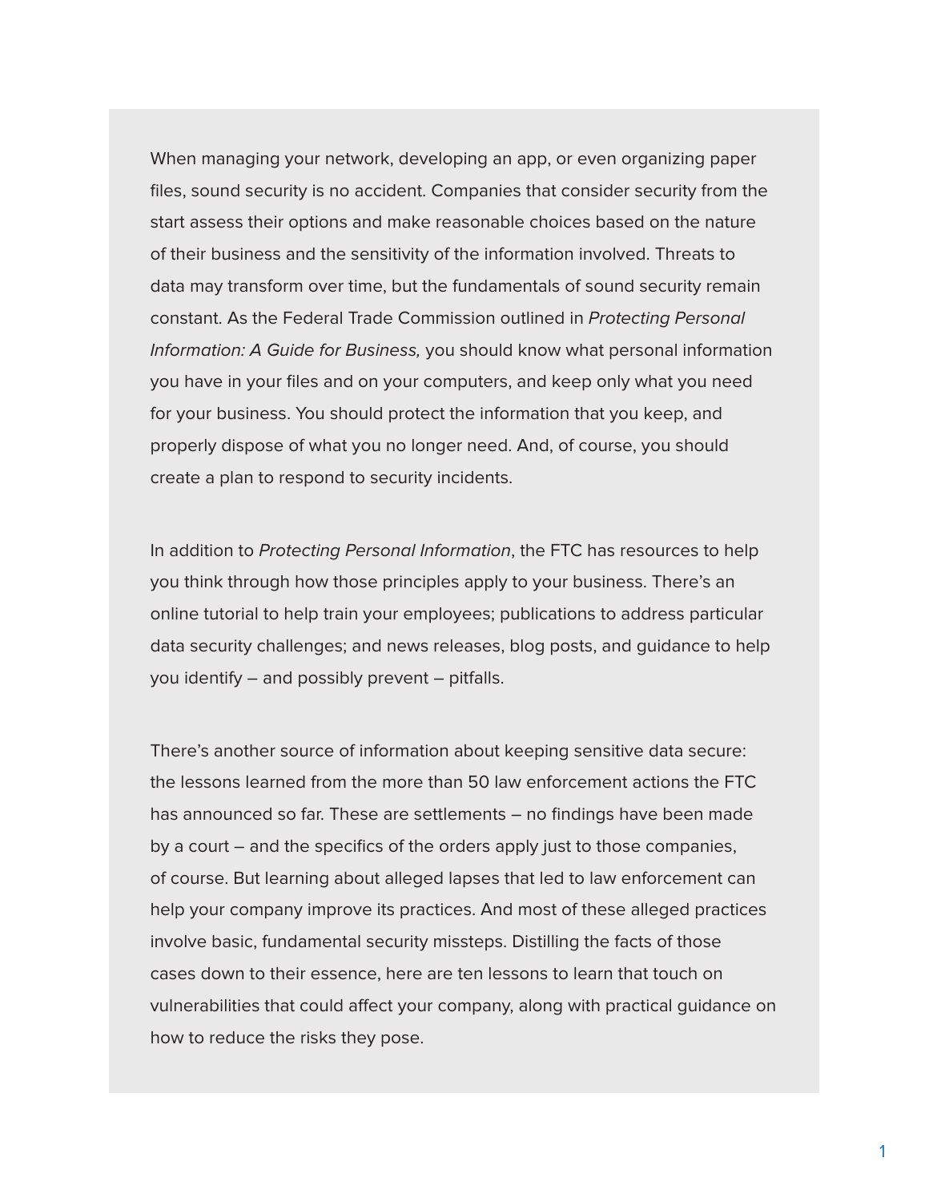When managing your network, developing an app, or even organizing paper files, sound security is no accident. Companies that consider security from the start assess their options and make reasonable choices based on the nature of their business and the sensitivity of the information involved. Threats to data may transform over time, but the fundamentals of sound security remain constant. As the Federal Trade Commission outlined in *Protecting Personal Information: A Guide for Business,* you should know what personal information you have in your files and on your computers, and keep only what you need for your business. You should protect the information that you keep, and properly dispose of what you no longer need. And, of course, you should create a plan to respond to security incidents.

In addition to *Protecting Personal Information*, the FTC has resources to help you think through how those principles apply to your business. There's an online tutorial to help train your employees; publications to address particular data security challenges; and news releases, blog posts, and guidance to help you identify – and possibly prevent – pitfalls.

There's another source of information about keeping sensitive data secure: the lessons learned from the more than 50 law enforcement actions the FTC has announced so far. These are settlements – no findings have been made by a court – and the specifics of the orders apply just to those companies, of course. But learning about alleged lapses that led to law enforcement can help your company improve its practices. And most of these alleged practices involve basic, fundamental security missteps. Distilling the facts of those cases down to their essence, here are ten lessons to learn that touch on vulnerabilities that could affect your company, along with practical guidance on how to reduce the risks they pose.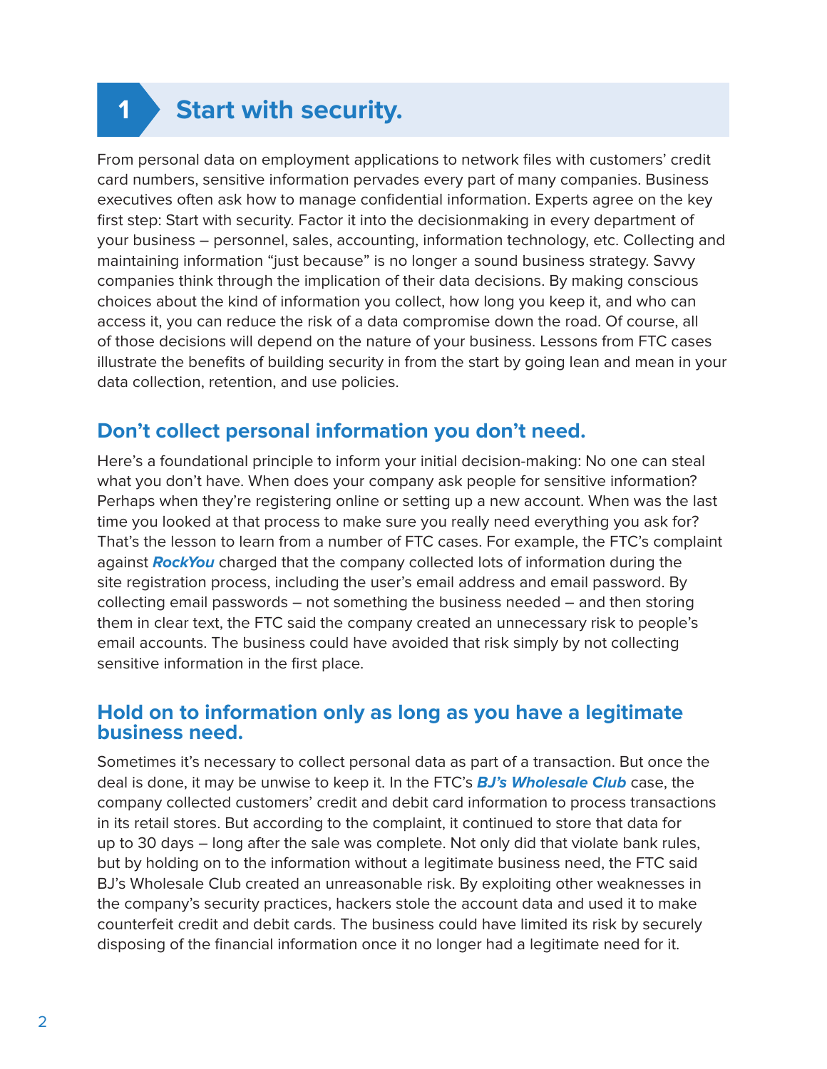# 1 Start with security.

From personal data on employment applications to network files with customers' credit card numbers, sensitive information pervades every part of many companies. Business executives often ask how to manage confidential information. Experts agree on the key first step: Start with security. Factor it into the decisionmaking in every department of your business – personnel, sales, accounting, information technology, etc. Collecting and maintaining information "just because" is no longer a sound business strategy. Savvy companies think through the implication of their data decisions. By making conscious choices about the kind of information you collect, how long you keep it, and who can access it, you can reduce the risk of a data compromise down the road. Of course, all of those decisions will depend on the nature of your business. Lessons from FTC cases illustrate the benefits of building security in from the start by going lean and mean in your data collection, retention, and use policies.

## Don't collect personal information you don't need.

Here's a foundational principle to inform your initial decision-making: No one can steal what you don't have. When does your company ask people for sensitive information? Perhaps when they're registering online or setting up a new account. When was the last time you looked at that process to make sure you really need everything you ask for? That's the lesson to learn from a number of FTC cases. For example, the FTC's complaint against ***RockYou*** charged that the company collected lots of information during the site registration process, including the user's email address and email password. By collecting email passwords – not something the business needed – and then storing them in clear text, the FTC said the company created an unnecessary risk to people's email accounts. The business could have avoided that risk simply by not collecting sensitive information in the first place.

## Hold on to information only as long as you have a legitimate business need.

Sometimes it's necessary to collect personal data as part of a transaction. But once the deal is done, it may be unwise to keep it. In the FTC's ***BJ's Wholesale Club*** case, the company collected customers' credit and debit card information to process transactions in its retail stores. But according to the complaint, it continued to store that data for up to 30 days – long after the sale was complete. Not only did that violate bank rules, but by holding on to the information without a legitimate business need, the FTC said BJ's Wholesale Club created an unreasonable risk. By exploiting other weaknesses in the company's security practices, hackers stole the account data and used it to make counterfeit credit and debit cards. The business could have limited its risk by securely disposing of the financial information once it no longer had a legitimate need for it.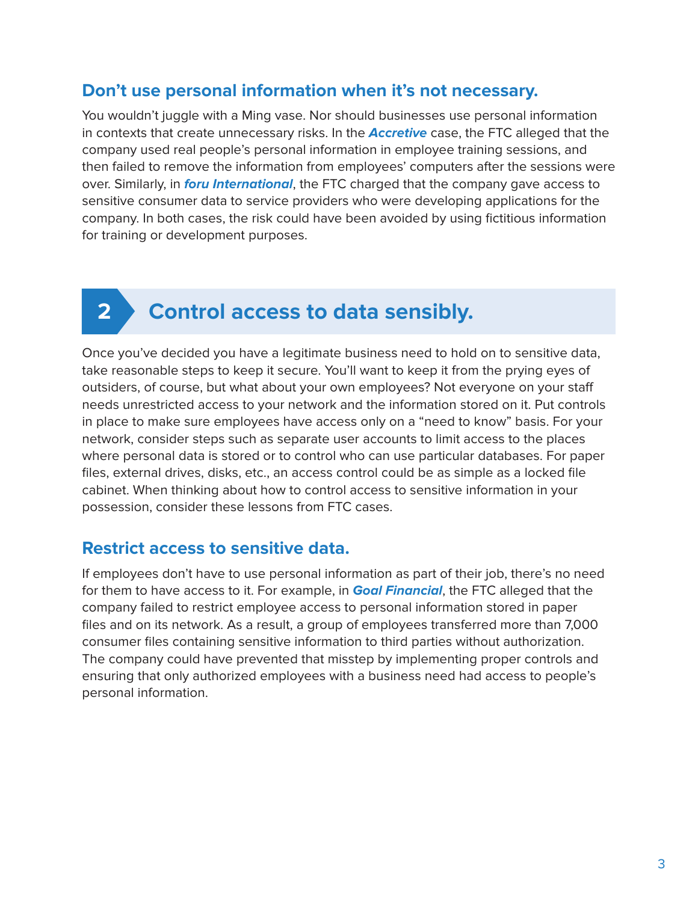### Don't use personal information when it's not necessary.

You wouldn't juggle with a Ming vase. Nor should businesses use personal information in contexts that create unnecessary risks. In the ***Accretive*** case, the FTC alleged that the company used real people's personal information in employee training sessions, and then failed to remove the information from employees' computers after the sessions were over. Similarly, in ***foru International***, the FTC charged that the company gave access to sensitive consumer data to service providers who were developing applications for the company. In both cases, the risk could have been avoided by using fictitious information for training or development purposes.

## 2 Control access to data sensibly.

Once you've decided you have a legitimate business need to hold on to sensitive data, take reasonable steps to keep it secure. You'll want to keep it from the prying eyes of outsiders, of course, but what about your own employees? Not everyone on your staff needs unrestricted access to your network and the information stored on it. Put controls in place to make sure employees have access only on a "need to know" basis. For your network, consider steps such as separate user accounts to limit access to the places where personal data is stored or to control who can use particular databases. For paper files, external drives, disks, etc., an access control could be as simple as a locked file cabinet. When thinking about how to control access to sensitive information in your possession, consider these lessons from FTC cases.

### Restrict access to sensitive data.

If employees don't have to use personal information as part of their job, there's no need for them to have access to it. For example, in ***Goal Financial***, the FTC alleged that the company failed to restrict employee access to personal information stored in paper files and on its network. As a result, a group of employees transferred more than 7,000 consumer files containing sensitive information to third parties without authorization. The company could have prevented that misstep by implementing proper controls and ensuring that only authorized employees with a business need had access to people's personal information.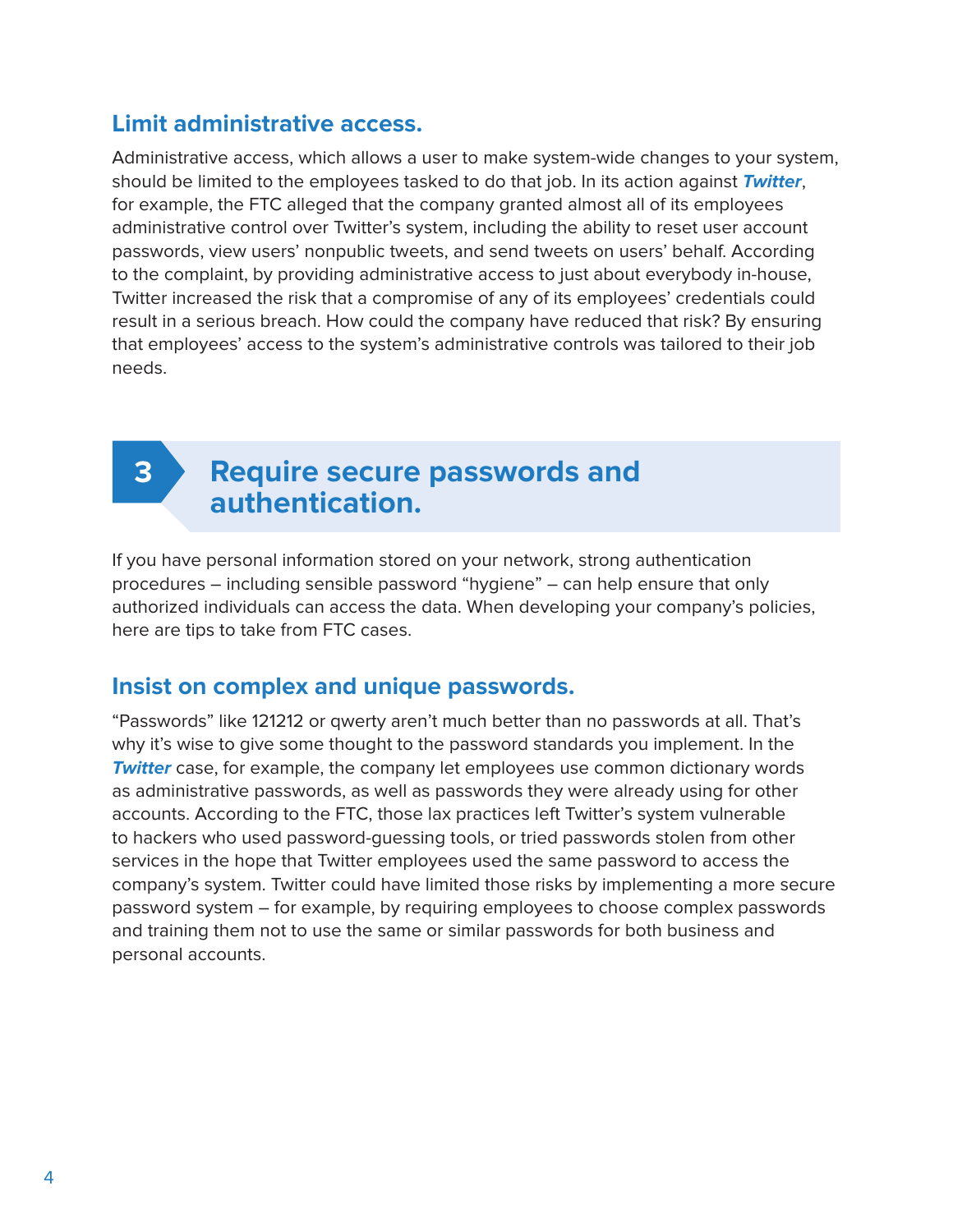### Limit administrative access.

Administrative access, which allows a user to make system-wide changes to your system, should be limited to the employees tasked to do that job. In its action against ***Twitter***, for example, the FTC alleged that the company granted almost all of its employees administrative control over Twitter's system, including the ability to reset user account passwords, view users' nonpublic tweets, and send tweets on users' behalf. According to the complaint, by providing administrative access to just about everybody in-house, Twitter increased the risk that a compromise of any of its employees' credentials could result in a serious breach. How could the company have reduced that risk? By ensuring that employees' access to the system's administrative controls was tailored to their job needs.

## 3 Require secure passwords and authentication.

If you have personal information stored on your network, strong authentication procedures – including sensible password "hygiene" – can help ensure that only authorized individuals can access the data. When developing your company's policies, here are tips to take from FTC cases.

### Insist on complex and unique passwords.

"Passwords" like 121212 or qwerty aren't much better than no passwords at all. That's why it's wise to give some thought to the password standards you implement. In the ***Twitter*** case, for example, the company let employees use common dictionary words as administrative passwords, as well as passwords they were already using for other accounts. According to the FTC, those lax practices left Twitter's system vulnerable to hackers who used password-guessing tools, or tried passwords stolen from other services in the hope that Twitter employees used the same password to access the company's system. Twitter could have limited those risks by implementing a more secure password system – for example, by requiring employees to choose complex passwords and training them not to use the same or similar passwords for both business and personal accounts.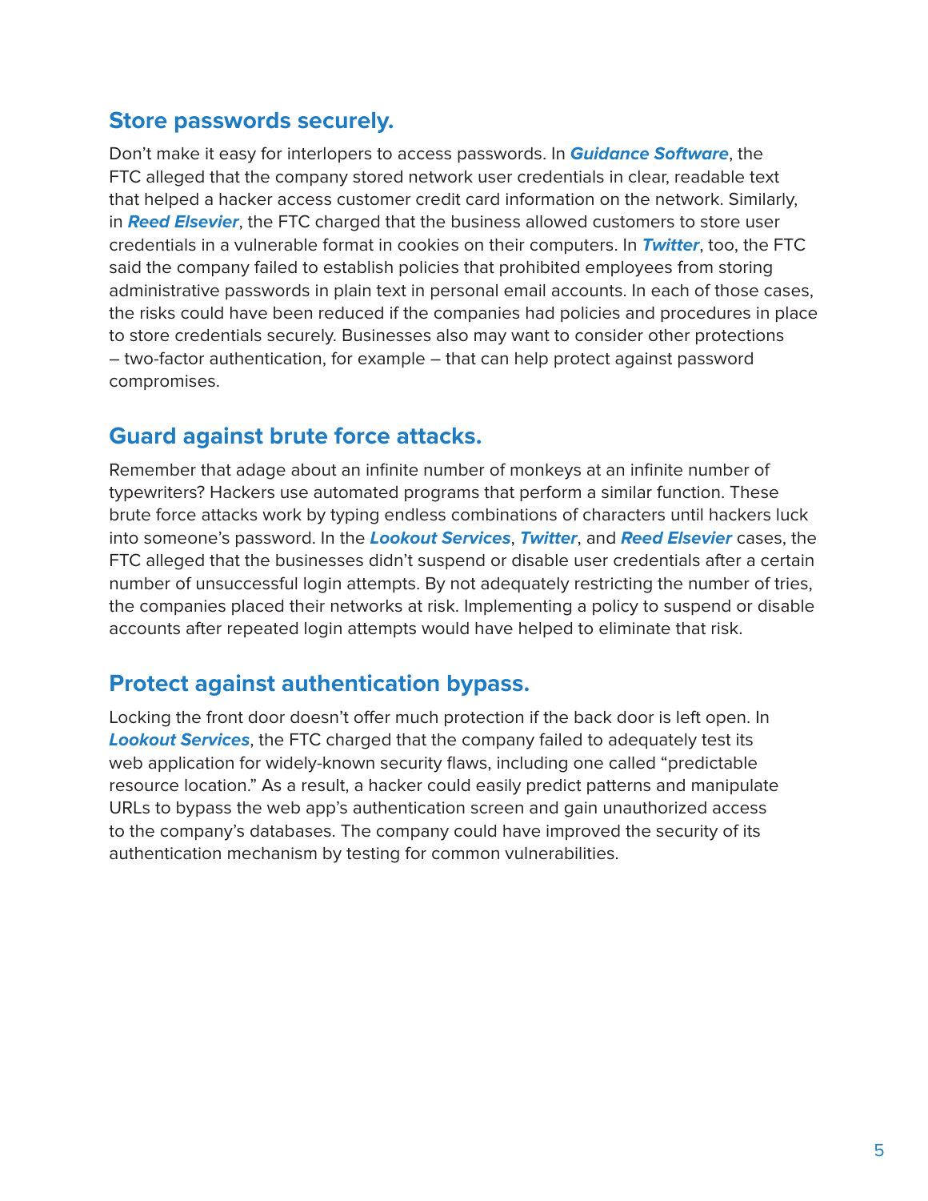## Store passwords securely.

Don't make it easy for interlopers to access passwords. In ***Guidance Software***, the FTC alleged that the company stored network user credentials in clear, readable text that helped a hacker access customer credit card information on the network. Similarly, in ***Reed Elsevier***, the FTC charged that the business allowed customers to store user credentials in a vulnerable format in cookies on their computers. In ***Twitter***, too, the FTC said the company failed to establish policies that prohibited employees from storing administrative passwords in plain text in personal email accounts. In each of those cases, the risks could have been reduced if the companies had policies and procedures in place to store credentials securely. Businesses also may want to consider other protections – two-factor authentication, for example – that can help protect against password compromises.

## Guard against brute force attacks.

Remember that adage about an infinite number of monkeys at an infinite number of typewriters? Hackers use automated programs that perform a similar function. These brute force attacks work by typing endless combinations of characters until hackers luck into someone's password. In the ***Lookout Services***, ***Twitter***, and ***Reed Elsevier*** cases, the FTC alleged that the businesses didn't suspend or disable user credentials after a certain number of unsuccessful login attempts. By not adequately restricting the number of tries, the companies placed their networks at risk. Implementing a policy to suspend or disable accounts after repeated login attempts would have helped to eliminate that risk.

## Protect against authentication bypass.

Locking the front door doesn't offer much protection if the back door is left open. In ***Lookout Services***, the FTC charged that the company failed to adequately test its web application for widely-known security flaws, including one called "predictable resource location." As a result, a hacker could easily predict patterns and manipulate URLs to bypass the web app's authentication screen and gain unauthorized access to the company's databases. The company could have improved the security of its authentication mechanism by testing for common vulnerabilities.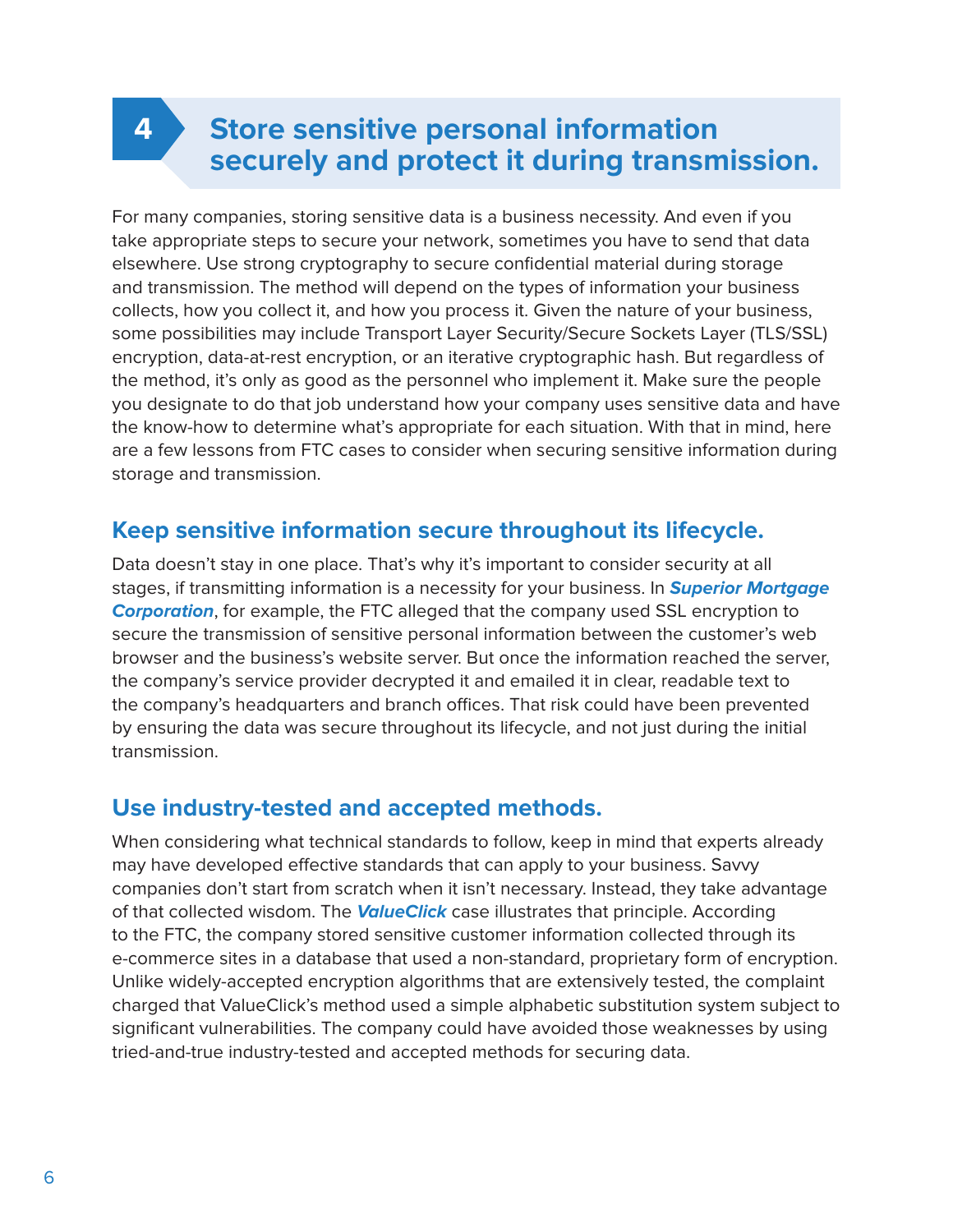## 4 Store sensitive personal information securely and protect it during transmission.

For many companies, storing sensitive data is a business necessity. And even if you take appropriate steps to secure your network, sometimes you have to send that data elsewhere. Use strong cryptography to secure confidential material during storage and transmission. The method will depend on the types of information your business collects, how you collect it, and how you process it. Given the nature of your business, some possibilities may include Transport Layer Security/Secure Sockets Layer (TLS/SSL) encryption, data-at-rest encryption, or an iterative cryptographic hash. But regardless of the method, it's only as good as the personnel who implement it. Make sure the people you designate to do that job understand how your company uses sensitive data and have the know-how to determine what's appropriate for each situation. With that in mind, here are a few lessons from FTC cases to consider when securing sensitive information during storage and transmission.

### Keep sensitive information secure throughout its lifecycle.

Data doesn't stay in one place. That's why it's important to consider security at all stages, if transmitting information is a necessity for your business. In ***Superior Mortgage Corporation***, for example, the FTC alleged that the company used SSL encryption to secure the transmission of sensitive personal information between the customer's web browser and the business's website server. But once the information reached the server, the company's service provider decrypted it and emailed it in clear, readable text to the company's headquarters and branch offices. That risk could have been prevented by ensuring the data was secure throughout its lifecycle, and not just during the initial transmission.

### Use industry-tested and accepted methods.

When considering what technical standards to follow, keep in mind that experts already may have developed effective standards that can apply to your business. Savvy companies don't start from scratch when it isn't necessary. Instead, they take advantage of that collected wisdom. The ***ValueClick*** case illustrates that principle. According to the FTC, the company stored sensitive customer information collected through its e-commerce sites in a database that used a non-standard, proprietary form of encryption. Unlike widely-accepted encryption algorithms that are extensively tested, the complaint charged that ValueClick's method used a simple alphabetic substitution system subject to significant vulnerabilities. The company could have avoided those weaknesses by using tried-and-true industry-tested and accepted methods for securing data.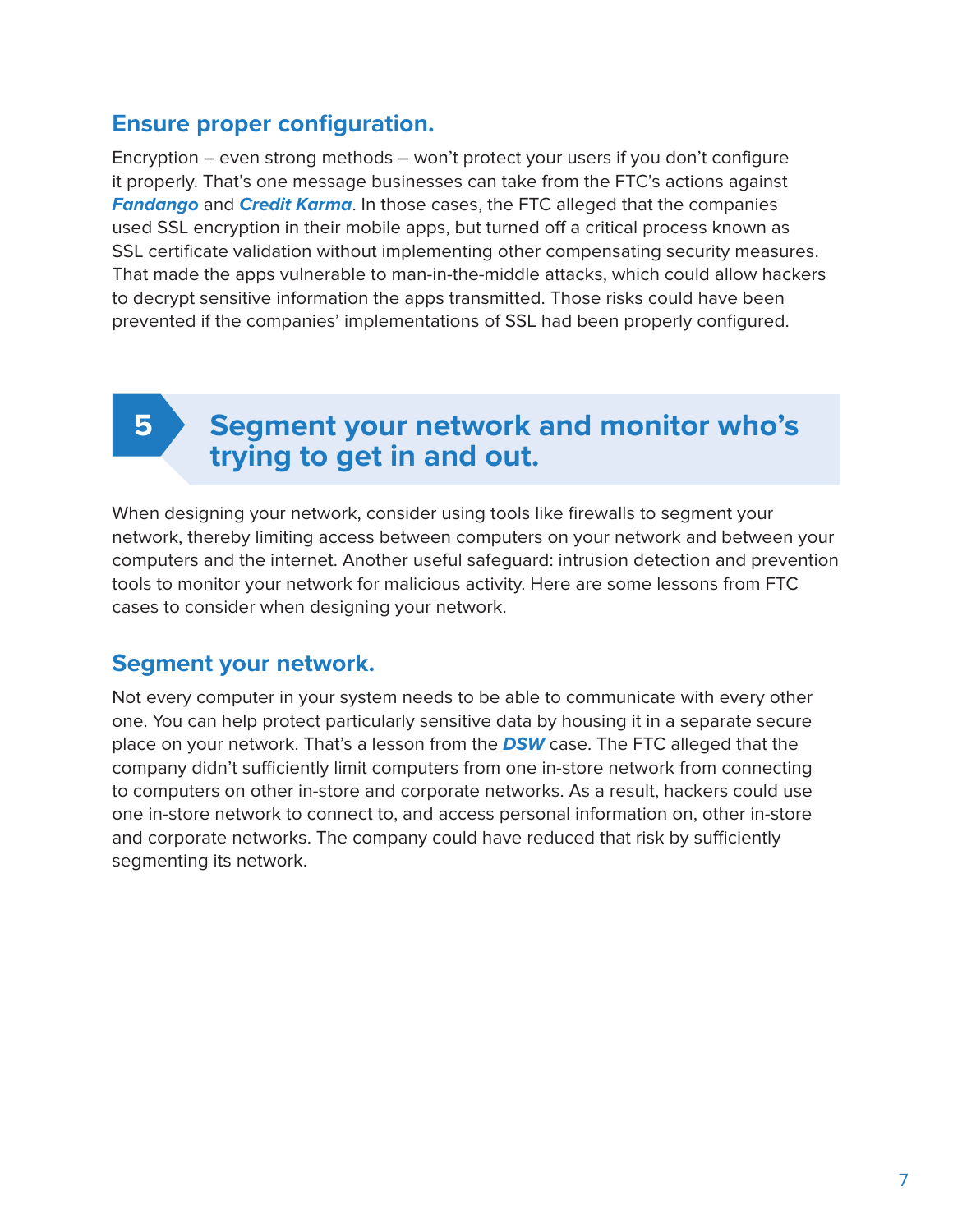### Ensure proper configuration.

Encryption – even strong methods – won't protect your users if you don't configure it properly. That's one message businesses can take from the FTC's actions against ***Fandango*** and ***Credit Karma***. In those cases, the FTC alleged that the companies used SSL encryption in their mobile apps, but turned off a critical process known as SSL certificate validation without implementing other compensating security measures. That made the apps vulnerable to man-in-the-middle attacks, which could allow hackers to decrypt sensitive information the apps transmitted. Those risks could have been prevented if the companies' implementations of SSL had been properly configured.

## 5 Segment your network and monitor who's trying to get in and out.

When designing your network, consider using tools like firewalls to segment your network, thereby limiting access between computers on your network and between your computers and the internet. Another useful safeguard: intrusion detection and prevention tools to monitor your network for malicious activity. Here are some lessons from FTC cases to consider when designing your network.

### Segment your network.

Not every computer in your system needs to be able to communicate with every other one. You can help protect particularly sensitive data by housing it in a separate secure place on your network. That's a lesson from the ***DSW*** case. The FTC alleged that the company didn't sufficiently limit computers from one in-store network from connecting to computers on other in-store and corporate networks. As a result, hackers could use one in-store network to connect to, and access personal information on, other in-store and corporate networks. The company could have reduced that risk by sufficiently segmenting its network.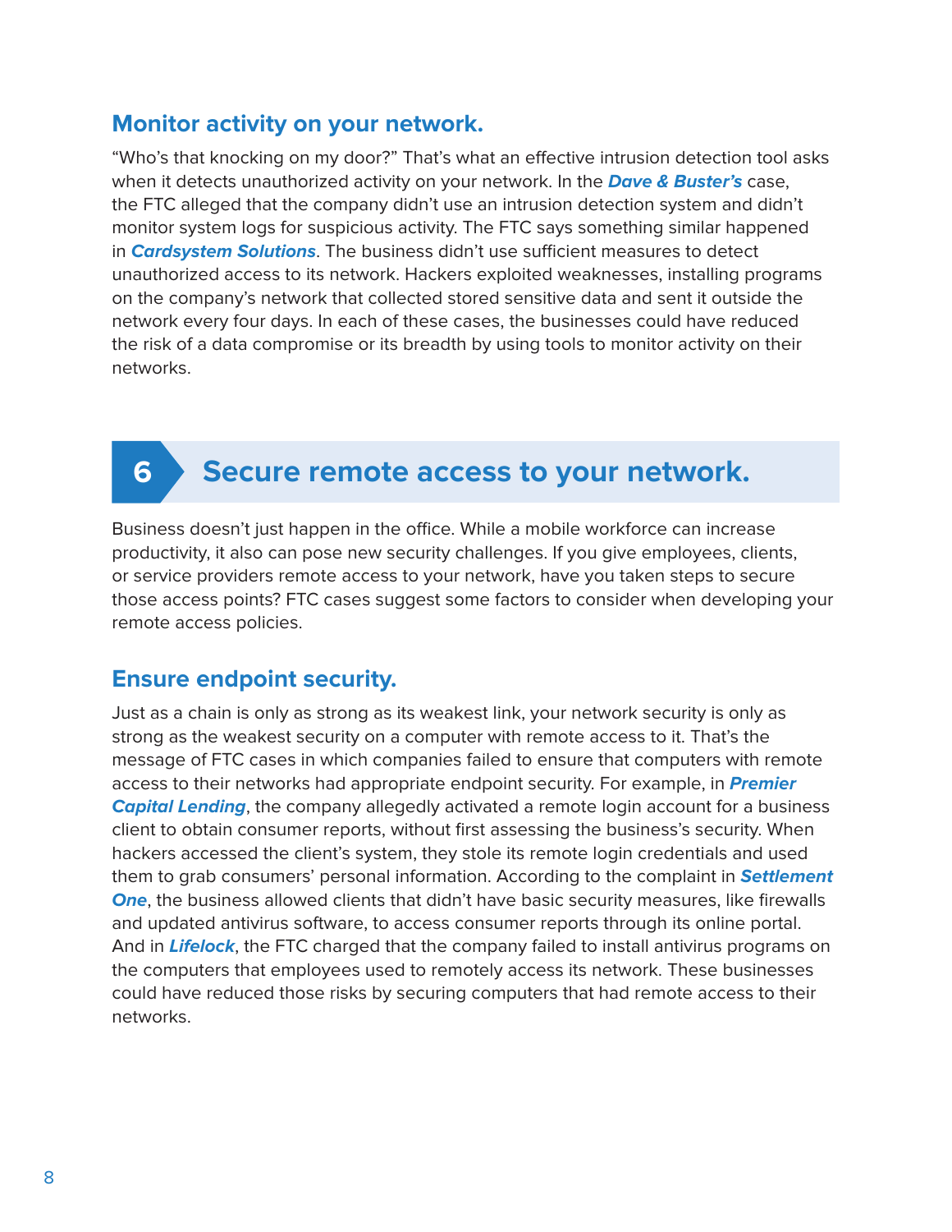### Monitor activity on your network.

"Who's that knocking on my door?" That's what an effective intrusion detection tool asks when it detects unauthorized activity on your network. In the ***Dave & Buster's*** case, the FTC alleged that the company didn't use an intrusion detection system and didn't monitor system logs for suspicious activity. The FTC says something similar happened in ***Cardsystem Solutions***. The business didn't use sufficient measures to detect unauthorized access to its network. Hackers exploited weaknesses, installing programs on the company's network that collected stored sensitive data and sent it outside the network every four days. In each of these cases, the businesses could have reduced the risk of a data compromise or its breadth by using tools to monitor activity on their networks.

## 6 Secure remote access to your network.

Business doesn't just happen in the office. While a mobile workforce can increase productivity, it also can pose new security challenges. If you give employees, clients, or service providers remote access to your network, have you taken steps to secure those access points? FTC cases suggest some factors to consider when developing your remote access policies.

### Ensure endpoint security.

Just as a chain is only as strong as its weakest link, your network security is only as strong as the weakest security on a computer with remote access to it. That's the message of FTC cases in which companies failed to ensure that computers with remote access to their networks had appropriate endpoint security. For example, in ***Premier Capital Lending***, the company allegedly activated a remote login account for a business client to obtain consumer reports, without first assessing the business's security. When hackers accessed the client's system, they stole its remote login credentials and used them to grab consumers' personal information. According to the complaint in ***Settlement One***, the business allowed clients that didn't have basic security measures, like firewalls and updated antivirus software, to access consumer reports through its online portal. And in ***Lifelock***, the FTC charged that the company failed to install antivirus programs on the computers that employees used to remotely access its network. These businesses could have reduced those risks by securing computers that had remote access to their networks.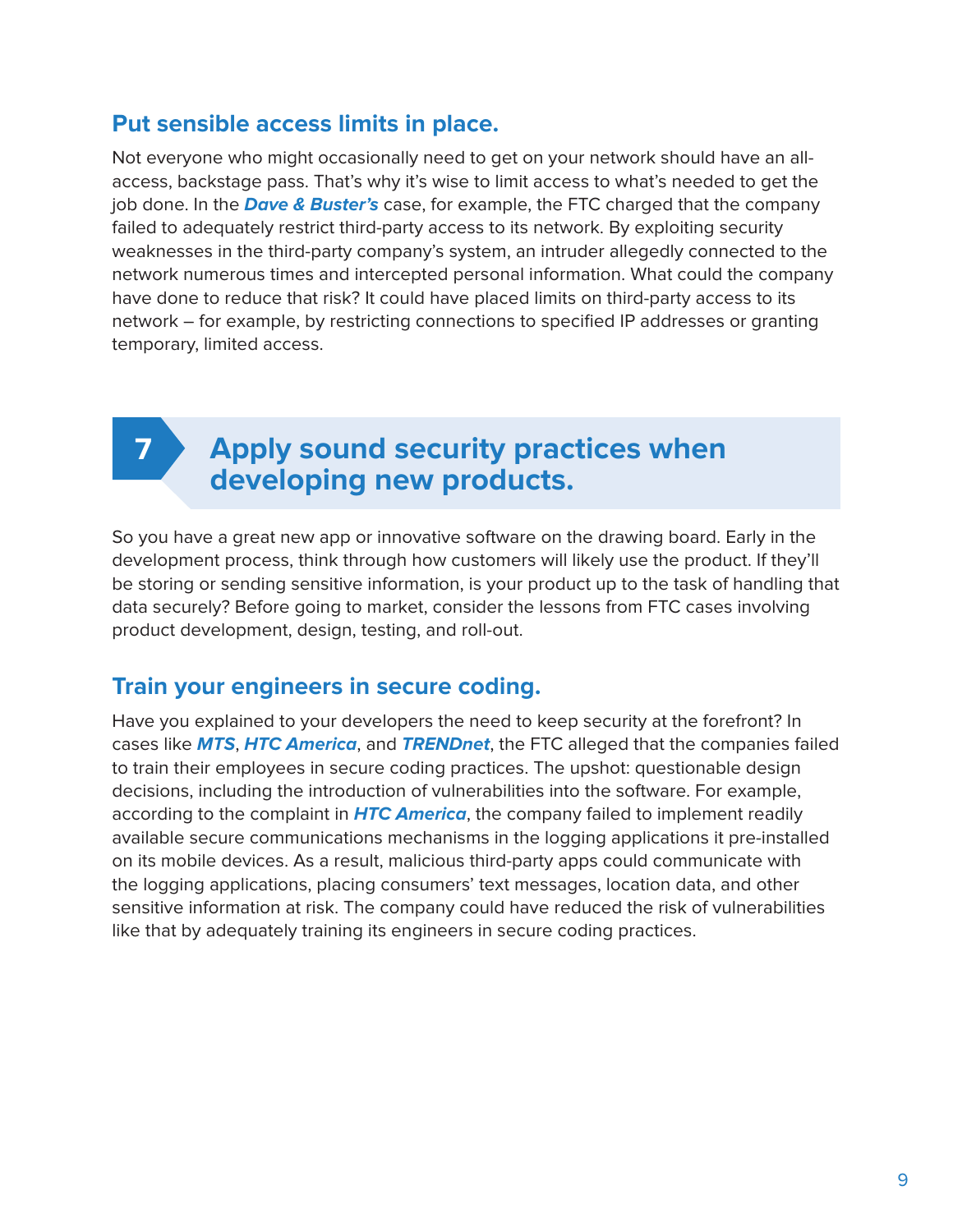### Put sensible access limits in place.

Not everyone who might occasionally need to get on your network should have an all-access, backstage pass. That's why it's wise to limit access to what's needed to get the job done. In the ***Dave & Buster's*** case, for example, the FTC charged that the company failed to adequately restrict third-party access to its network. By exploiting security weaknesses in the third-party company's system, an intruder allegedly connected to the network numerous times and intercepted personal information. What could the company have done to reduce that risk? It could have placed limits on third-party access to its network – for example, by restricting connections to specified IP addresses or granting temporary, limited access.

## 7 Apply sound security practices when developing new products.

So you have a great new app or innovative software on the drawing board. Early in the development process, think through how customers will likely use the product. If they'll be storing or sending sensitive information, is your product up to the task of handling that data securely? Before going to market, consider the lessons from FTC cases involving product development, design, testing, and roll-out.

### Train your engineers in secure coding.

Have you explained to your developers the need to keep security at the forefront? In cases like ***MTS***, ***HTC America***, and ***TRENDnet***, the FTC alleged that the companies failed to train their employees in secure coding practices. The upshot: questionable design decisions, including the introduction of vulnerabilities into the software. For example, according to the complaint in ***HTC America***, the company failed to implement readily available secure communications mechanisms in the logging applications it pre-installed on its mobile devices. As a result, malicious third-party apps could communicate with the logging applications, placing consumers' text messages, location data, and other sensitive information at risk. The company could have reduced the risk of vulnerabilities like that by adequately training its engineers in secure coding practices.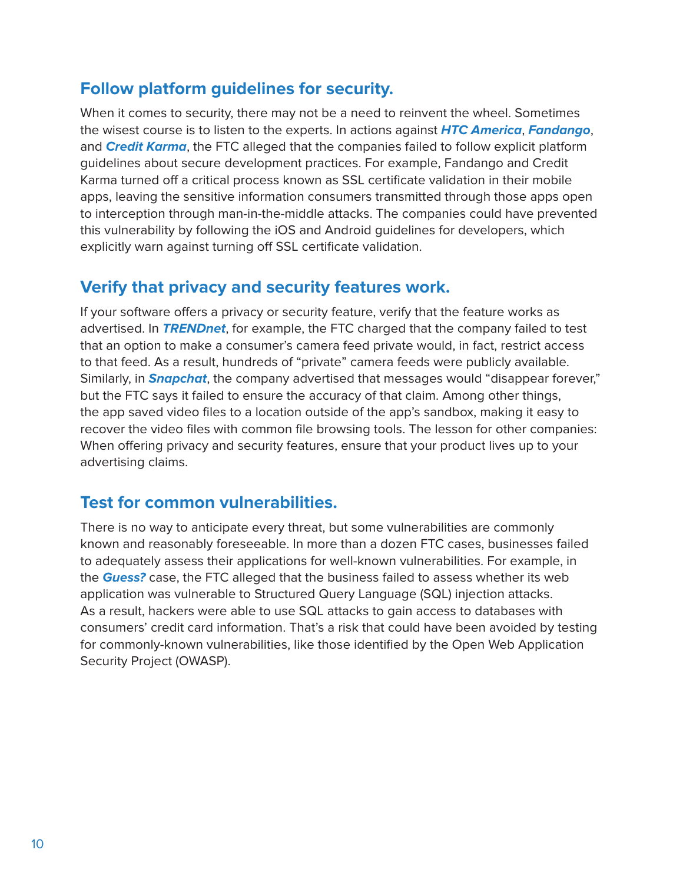## Follow platform guidelines for security.

When it comes to security, there may not be a need to reinvent the wheel. Sometimes the wisest course is to listen to the experts. In actions against ***HTC America***, ***Fandango***, and ***Credit Karma***, the FTC alleged that the companies failed to follow explicit platform guidelines about secure development practices. For example, Fandango and Credit Karma turned off a critical process known as SSL certificate validation in their mobile apps, leaving the sensitive information consumers transmitted through those apps open to interception through man-in-the-middle attacks. The companies could have prevented this vulnerability by following the iOS and Android guidelines for developers, which explicitly warn against turning off SSL certificate validation.

## Verify that privacy and security features work.

If your software offers a privacy or security feature, verify that the feature works as advertised. In ***TRENDnet***, for example, the FTC charged that the company failed to test that an option to make a consumer's camera feed private would, in fact, restrict access to that feed. As a result, hundreds of "private" camera feeds were publicly available. Similarly, in ***Snapchat***, the company advertised that messages would "disappear forever," but the FTC says it failed to ensure the accuracy of that claim. Among other things, the app saved video files to a location outside of the app's sandbox, making it easy to recover the video files with common file browsing tools. The lesson for other companies: When offering privacy and security features, ensure that your product lives up to your advertising claims.

## Test for common vulnerabilities.

There is no way to anticipate every threat, but some vulnerabilities are commonly known and reasonably foreseeable. In more than a dozen FTC cases, businesses failed to adequately assess their applications for well-known vulnerabilities. For example, in the ***Guess?*** case, the FTC alleged that the business failed to assess whether its web application was vulnerable to Structured Query Language (SQL) injection attacks. As a result, hackers were able to use SQL attacks to gain access to databases with consumers' credit card information. That's a risk that could have been avoided by testing for commonly-known vulnerabilities, like those identified by the Open Web Application Security Project (OWASP).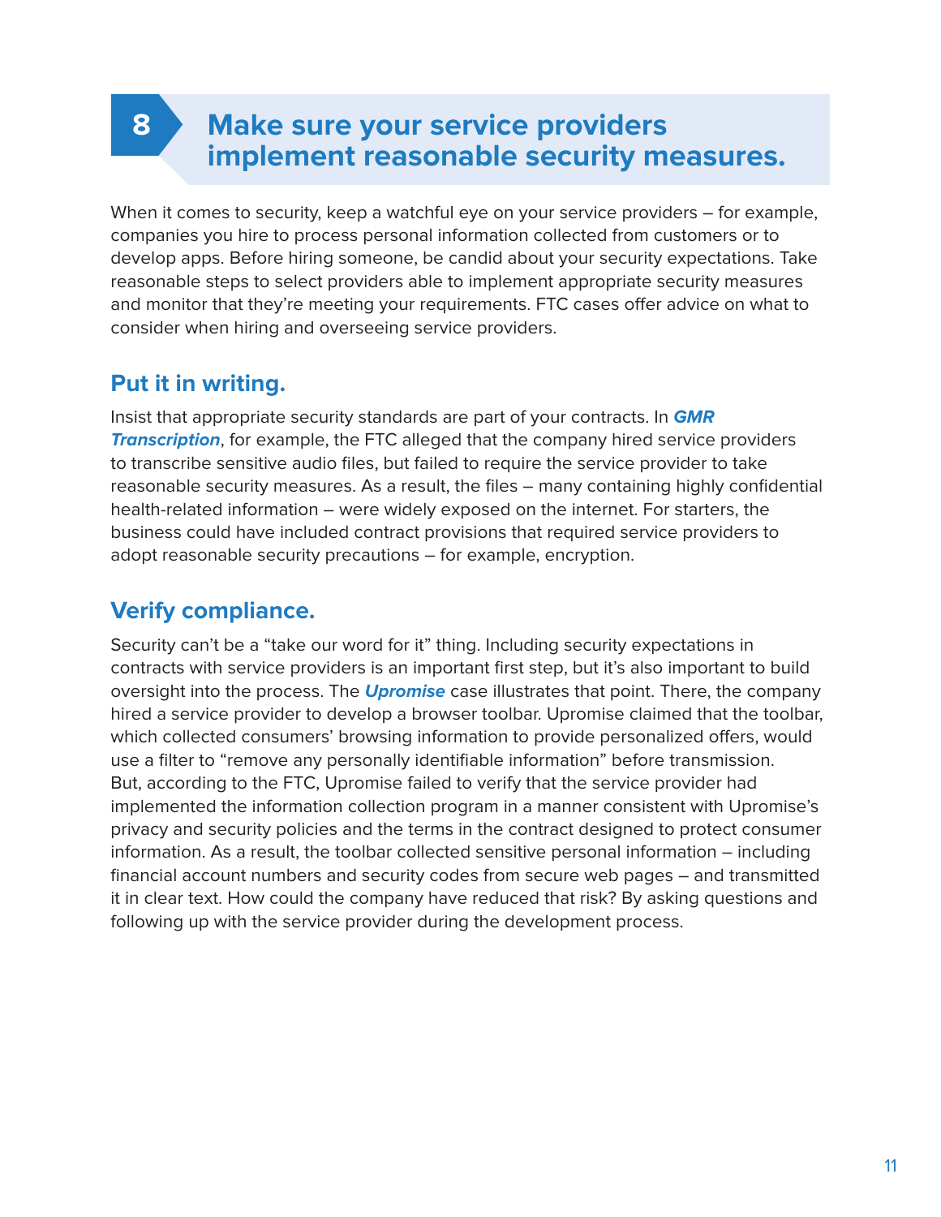## 8 Make sure your service providers implement reasonable security measures.

When it comes to security, keep a watchful eye on your service providers – for example, companies you hire to process personal information collected from customers or to develop apps. Before hiring someone, be candid about your security expectations. Take reasonable steps to select providers able to implement appropriate security measures and monitor that they're meeting your requirements. FTC cases offer advice on what to consider when hiring and overseeing service providers.

### Put it in writing.

Insist that appropriate security standards are part of your contracts. In ***GMR Transcription***, for example, the FTC alleged that the company hired service providers to transcribe sensitive audio files, but failed to require the service provider to take reasonable security measures. As a result, the files – many containing highly confidential health-related information – were widely exposed on the internet. For starters, the business could have included contract provisions that required service providers to adopt reasonable security precautions – for example, encryption.

### Verify compliance.

Security can't be a "take our word for it" thing. Including security expectations in contracts with service providers is an important first step, but it's also important to build oversight into the process. The ***Upromise*** case illustrates that point. There, the company hired a service provider to develop a browser toolbar. Upromise claimed that the toolbar, which collected consumers' browsing information to provide personalized offers, would use a filter to "remove any personally identifiable information" before transmission. But, according to the FTC, Upromise failed to verify that the service provider had implemented the information collection program in a manner consistent with Upromise's privacy and security policies and the terms in the contract designed to protect consumer information. As a result, the toolbar collected sensitive personal information – including financial account numbers and security codes from secure web pages – and transmitted it in clear text. How could the company have reduced that risk? By asking questions and following up with the service provider during the development process.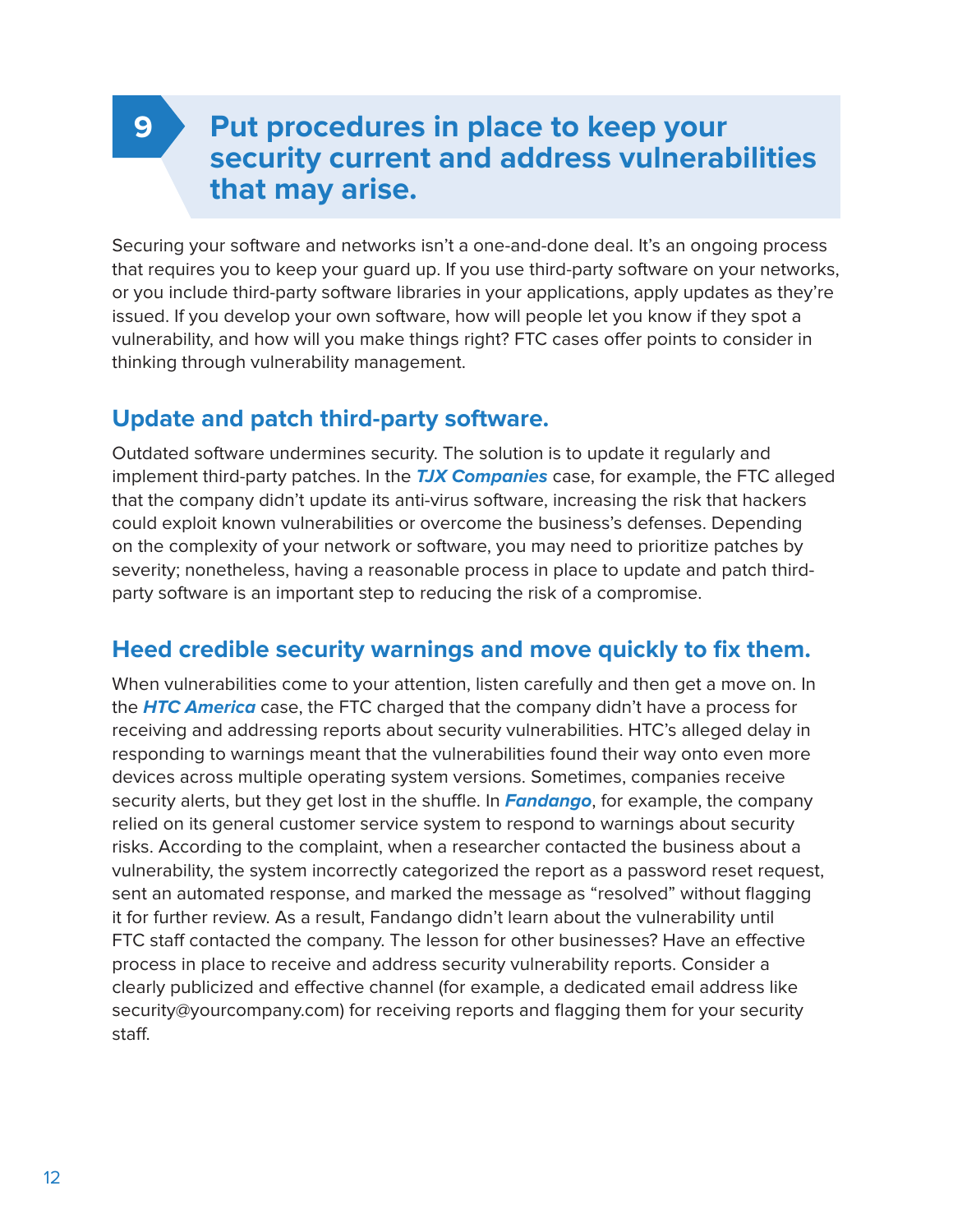## 9 Put procedures in place to keep your security current and address vulnerabilities that may arise.

Securing your software and networks isn't a one-and-done deal. It's an ongoing process that requires you to keep your guard up. If you use third-party software on your networks, or you include third-party software libraries in your applications, apply updates as they're issued. If you develop your own software, how will people let you know if they spot a vulnerability, and how will you make things right? FTC cases offer points to consider in thinking through vulnerability management.

### Update and patch third-party software.

Outdated software undermines security. The solution is to update it regularly and implement third-party patches. In the ***TJX Companies*** case, for example, the FTC alleged that the company didn't update its anti-virus software, increasing the risk that hackers could exploit known vulnerabilities or overcome the business's defenses. Depending on the complexity of your network or software, you may need to prioritize patches by severity; nonetheless, having a reasonable process in place to update and patch third-party software is an important step to reducing the risk of a compromise.

### Heed credible security warnings and move quickly to fix them.

When vulnerabilities come to your attention, listen carefully and then get a move on. In the ***HTC America*** case, the FTC charged that the company didn't have a process for receiving and addressing reports about security vulnerabilities. HTC's alleged delay in responding to warnings meant that the vulnerabilities found their way onto even more devices across multiple operating system versions. Sometimes, companies receive security alerts, but they get lost in the shuffle. In ***Fandango***, for example, the company relied on its general customer service system to respond to warnings about security risks. According to the complaint, when a researcher contacted the business about a vulnerability, the system incorrectly categorized the report as a password reset request, sent an automated response, and marked the message as "resolved" without flagging it for further review. As a result, Fandango didn't learn about the vulnerability until FTC staff contacted the company. The lesson for other businesses? Have an effective process in place to receive and address security vulnerability reports. Consider a clearly publicized and effective channel (for example, a dedicated email address like security@yourcompany.com) for receiving reports and flagging them for your security staff.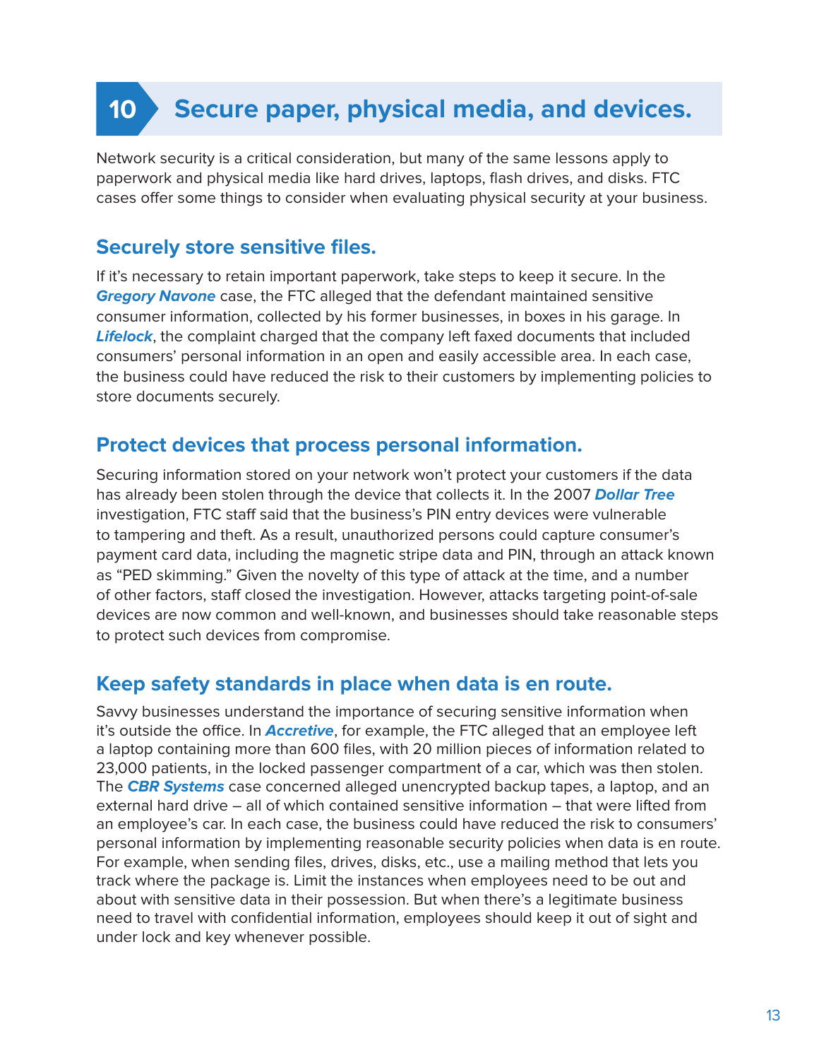## 10 Secure paper, physical media, and devices.

Network security is a critical consideration, but many of the same lessons apply to paperwork and physical media like hard drives, laptops, flash drives, and disks. FTC cases offer some things to consider when evaluating physical security at your business.

### Securely store sensitive files.

If it's necessary to retain important paperwork, take steps to keep it secure. In the ***Gregory Navone*** case, the FTC alleged that the defendant maintained sensitive consumer information, collected by his former businesses, in boxes in his garage. In ***Lifelock***, the complaint charged that the company left faxed documents that included consumers' personal information in an open and easily accessible area. In each case, the business could have reduced the risk to their customers by implementing policies to store documents securely.

### Protect devices that process personal information.

Securing information stored on your network won't protect your customers if the data has already been stolen through the device that collects it. In the 2007 ***Dollar Tree*** investigation, FTC staff said that the business's PIN entry devices were vulnerable to tampering and theft. As a result, unauthorized persons could capture consumer's payment card data, including the magnetic stripe data and PIN, through an attack known as "PED skimming." Given the novelty of this type of attack at the time, and a number of other factors, staff closed the investigation. However, attacks targeting point-of-sale devices are now common and well-known, and businesses should take reasonable steps to protect such devices from compromise.

### Keep safety standards in place when data is en route.

Savvy businesses understand the importance of securing sensitive information when it's outside the office. In ***Accretive***, for example, the FTC alleged that an employee left a laptop containing more than 600 files, with 20 million pieces of information related to 23,000 patients, in the locked passenger compartment of a car, which was then stolen. The ***CBR Systems*** case concerned alleged unencrypted backup tapes, a laptop, and an external hard drive – all of which contained sensitive information – that were lifted from an employee's car. In each case, the business could have reduced the risk to consumers' personal information by implementing reasonable security policies when data is en route. For example, when sending files, drives, disks, etc., use a mailing method that lets you track where the package is. Limit the instances when employees need to be out and about with sensitive data in their possession. But when there's a legitimate business need to travel with confidential information, employees should keep it out of sight and under lock and key whenever possible.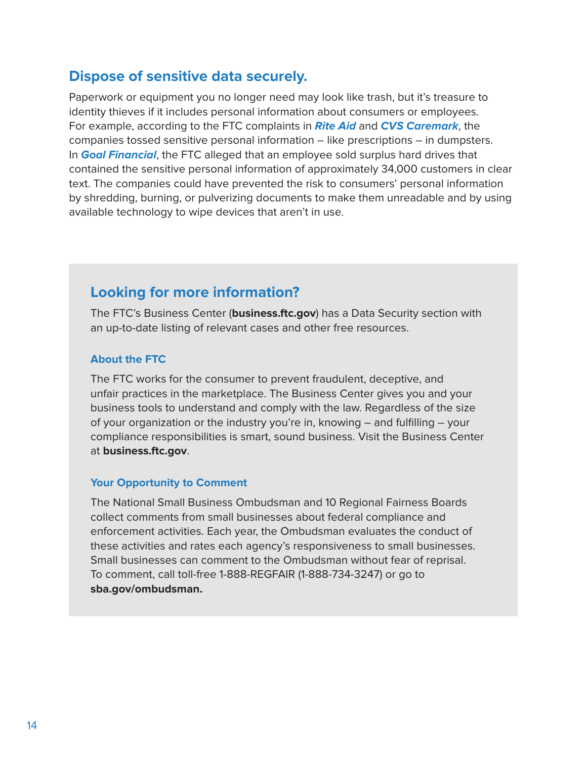## Dispose of sensitive data securely.

Paperwork or equipment you no longer need may look like trash, but it's treasure to identity thieves if it includes personal information about consumers or employees. For example, according to the FTC complaints in ***Rite Aid*** and ***CVS Caremark***, the companies tossed sensitive personal information – like prescriptions – in dumpsters. In ***Goal Financial***, the FTC alleged that an employee sold surplus hard drives that contained the sensitive personal information of approximately 34,000 customers in clear text. The companies could have prevented the risk to consumers' personal information by shredding, burning, or pulverizing documents to make them unreadable and by using available technology to wipe devices that aren't in use.

## Looking for more information?

The FTC's Business Center (**business.ftc.gov**) has a Data Security section with an up-to-date listing of relevant cases and other free resources.

### About the FTC

The FTC works for the consumer to prevent fraudulent, deceptive, and unfair practices in the marketplace. The Business Center gives you and your business tools to understand and comply with the law. Regardless of the size of your organization or the industry you're in, knowing – and fulfilling – your compliance responsibilities is smart, sound business. Visit the Business Center at **business.ftc.gov**.

### Your Opportunity to Comment

The National Small Business Ombudsman and 10 Regional Fairness Boards collect comments from small businesses about federal compliance and enforcement activities. Each year, the Ombudsman evaluates the conduct of these activities and rates each agency's responsiveness to small businesses. Small businesses can comment to the Ombudsman without fear of reprisal. To comment, call toll-free 1-888-REGFAIR (1-888-734-3247) or go to **sba.gov/ombudsman.**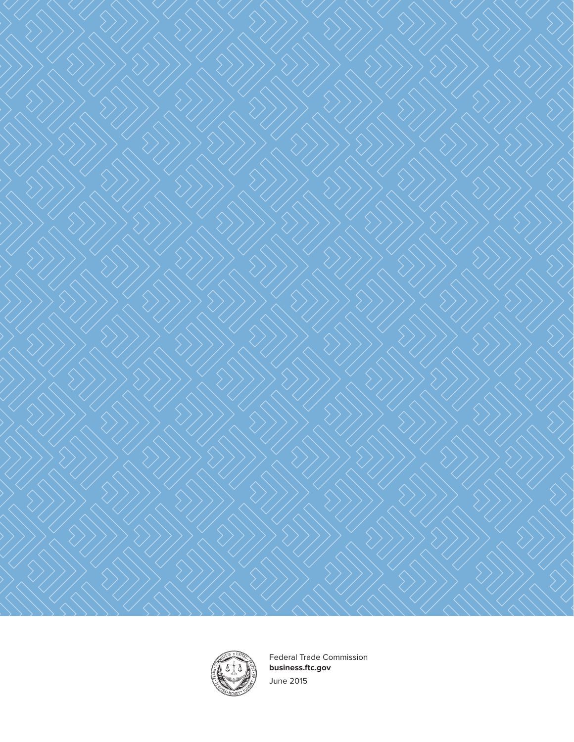Federal Trade Commission
**business.ftc.gov**
June 2015